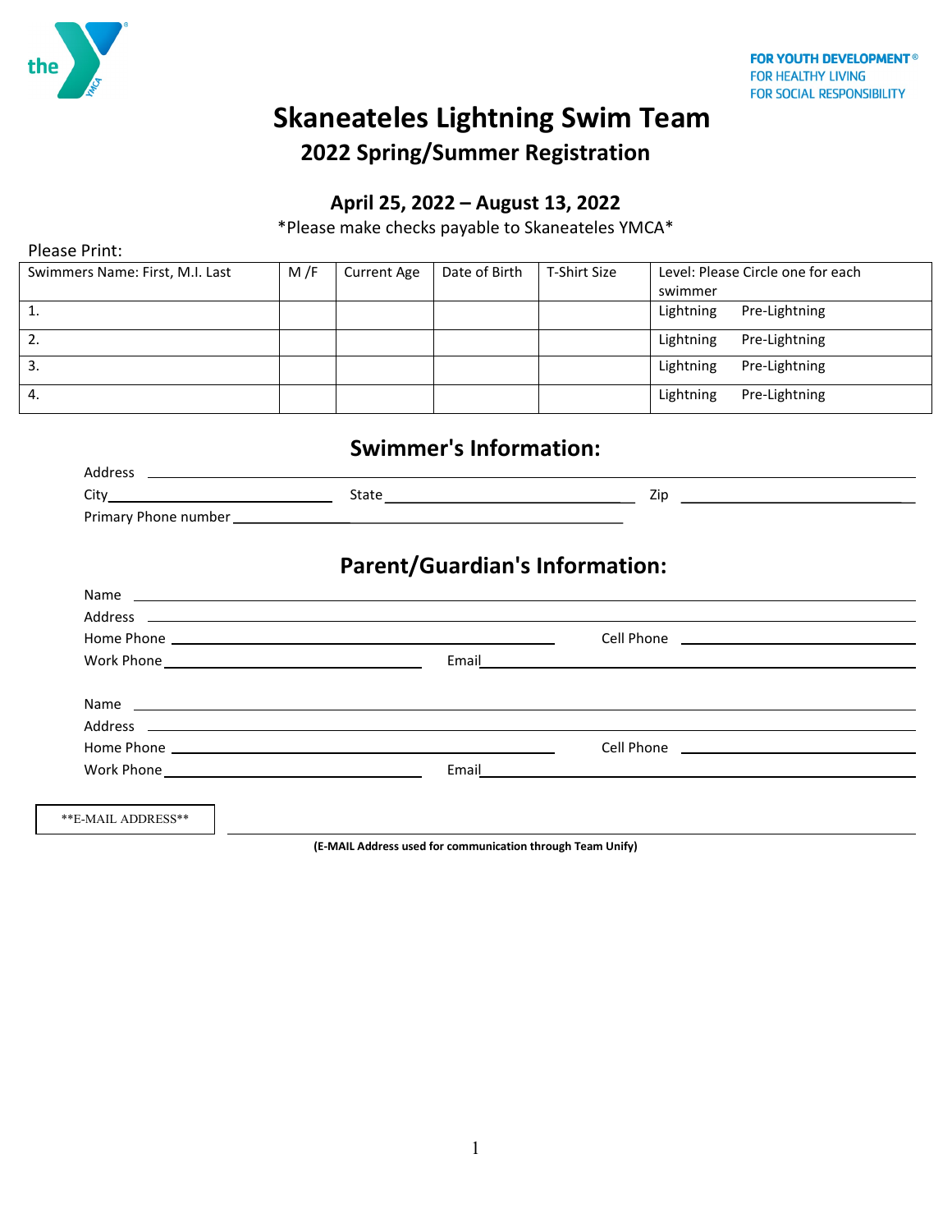FOR YOUTH DEVELOPMENT®
FOR HEALTHY LIVING
FOR SOCIAL RESPONSIBILITY

# Skaneateles Lightning Swim Team

## 2022 Spring/Summer Registration

### April 25, 2022 – August 13, 2022

*Please make checks payable to Skaneateles YMCA*

Please Print:

| Swimmers Name: First, M.I. Last | M /F | Current Age | Date of Birth | T-Shirt Size | Level: Please Circle one for each swimmer |
|---|---|---|---|---|---|
| 1. | | | | | Lightning Pre-Lightning |
| 2. | | | | | Lightning Pre-Lightning |
| 3. | | | | | Lightning Pre-Lightning |
| 4. | | | | | Lightning Pre-Lightning |

## Swimmer's Information:

Address ______________________________

City ______________ State ______________ Zip ______________

Primary Phone number ______________________________

## Parent/Guardian's Information:

Name ______________________________

Address ______________________________

Home Phone ______________ Cell Phone ______________

Work Phone ______________ Email ______________

Name ______________________________

Address ______________________________

Home Phone ______________ Cell Phone ______________

Work Phone ______________ Email ______________

**E-MAIL ADDRESS** ______________________________

**(E-MAIL Address used for communication through Team Unify)**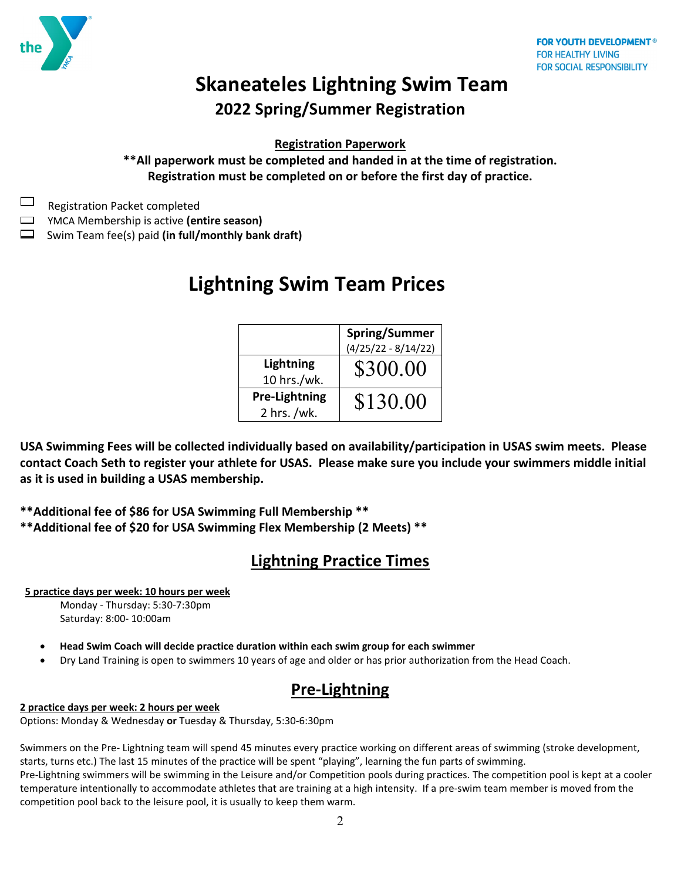FOR YOUTH DEVELOPMENT®
FOR HEALTHY LIVING
FOR SOCIAL RESPONSIBILITY

# Skaneateles Lightning Swim Team

## 2022 Spring/Summer Registration

**Registration Paperwork**

**\*\*All paperwork must be completed and handed in at the time of registration. Registration must be completed on or before the first day of practice.**

- ☐ Registration Packet completed
- ☐ YMCA Membership is active **(entire season)**
- ☐ Swim Team fee(s) paid **(in full/monthly bank draft)**

# Lightning Swim Team Prices

| | **Spring/Summer** (4/25/22 - 8/14/22) |
|---|---|
| **Lightning** 10 hrs./wk. | $300.00 |
| **Pre-Lightning** 2 hrs. /wk. | $130.00 |

**USA Swimming Fees will be collected individually based on availability/participation in USAS swim meets. Please contact Coach Seth to register your athlete for USAS. Please make sure you include your swimmers middle initial as it is used in building a USAS membership.**

**\*\*Additional fee of $86 for USA Swimming Full Membership \*\***
**\*\*Additional fee of $20 for USA Swimming Flex Membership (2 Meets) \*\***

## Lightning Practice Times

**5 practice days per week: 10 hours per week**

Monday - Thursday: 5:30-7:30pm
Saturday: 8:00- 10:00am

- **Head Swim Coach will decide practice duration within each swim group for each swimmer**
- Dry Land Training is open to swimmers 10 years of age and older or has prior authorization from the Head Coach.

## Pre-Lightning

**2 practice days per week: 2 hours per week**

Options: Monday & Wednesday **or** Tuesday & Thursday, 5:30-6:30pm

Swimmers on the Pre- Lightning team will spend 45 minutes every practice working on different areas of swimming (stroke development, starts, turns etc.) The last 15 minutes of the practice will be spent "playing", learning the fun parts of swimming.
Pre-Lightning swimmers will be swimming in the Leisure and/or Competition pools during practices. The competition pool is kept at a cooler temperature intentionally to accommodate athletes that are training at a high intensity. If a pre-swim team member is moved from the competition pool back to the leisure pool, it is usually to keep them warm.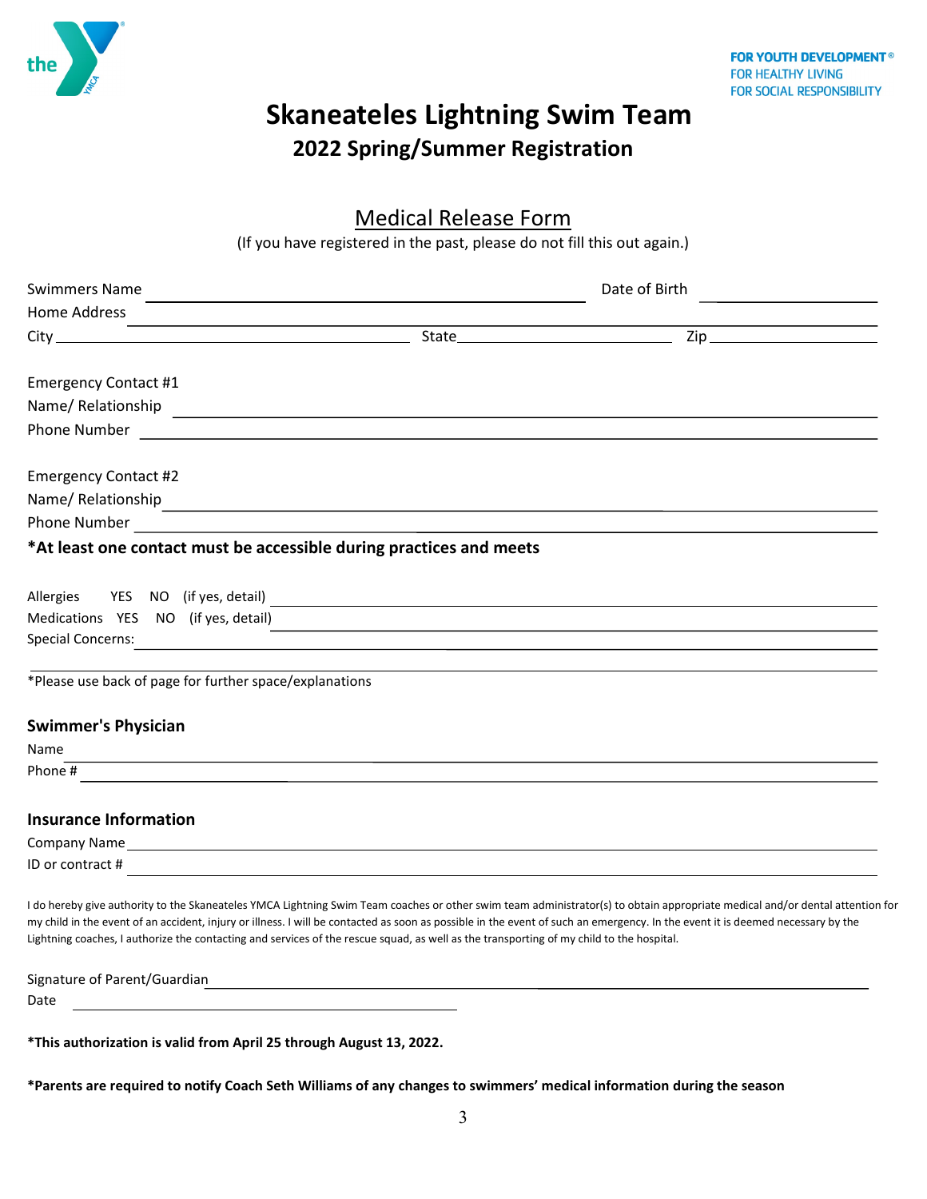FOR YOUTH DEVELOPMENT®
FOR HEALTHY LIVING
FOR SOCIAL RESPONSIBILITY

# Skaneateles Lightning Swim Team

## 2022 Spring/Summer Registration

### Medical Release Form

(If you have registered in the past, please do not fill this out again.)

Swimmers Name ______________________________ Date of Birth ______________

Home Address ______________________________________________

City ______________________ State ______________ Zip ____________

Emergency Contact #1

Name/ Relationship ______________________________________________

Phone Number ______________________________________________

Emergency Contact #2

Name/ Relationship ______________________________________________

Phone Number ______________________________________________

**\*At least one contact must be accessible during practices and meets**

Allergies YES NO (if yes, detail) ______________________________________________

Medications YES NO (if yes, detail) ______________________________________________

Special Concerns: ______________________________________________

______________________________________________

\*Please use back of page for further space/explanations

**Swimmer's Physician**

Name ______________________________________________

Phone # ______________________________________________

**Insurance Information**

Company Name ______________________________________________

ID or contract # ______________________________________________

I do hereby give authority to the Skaneateles YMCA Lightning Swim Team coaches or other swim team administrator(s) to obtain appropriate medical and/or dental attention for my child in the event of an accident, injury or illness. I will be contacted as soon as possible in the event of such an emergency. In the event it is deemed necessary by the Lightning coaches, I authorize the contacting and services of the rescue squad, as well as the transporting of my child to the hospital.

Signature of Parent/Guardian ______________________________________________

Date ______________________

**\*This authorization is valid from April 25 through August 13, 2022.**

**\*Parents are required to notify Coach Seth Williams of any changes to swimmers' medical information during the season**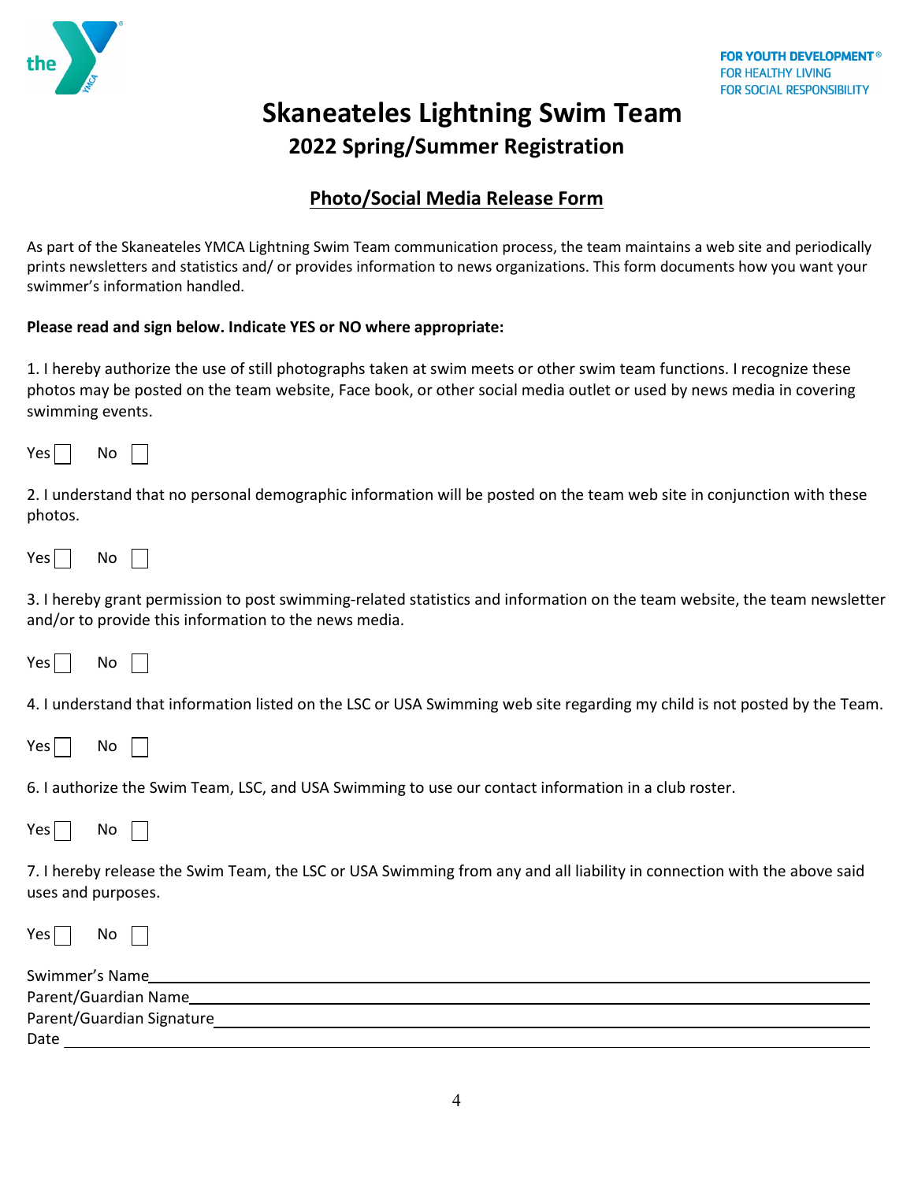FOR YOUTH DEVELOPMENT®
FOR HEALTHY LIVING
FOR SOCIAL RESPONSIBILITY

# Skaneateles Lightning Swim Team

## 2022 Spring/Summer Registration

### Photo/Social Media Release Form

As part of the Skaneateles YMCA Lightning Swim Team communication process, the team maintains a web site and periodically prints newsletters and statistics and/ or provides information to news organizations. This form documents how you want your swimmer's information handled.

**Please read and sign below. Indicate YES or NO where appropriate:**

1. I hereby authorize the use of still photographs taken at swim meets or other swim team functions. I recognize these photos may be posted on the team website, Face book, or other social media outlet or used by news media in covering swimming events.

Yes ☐ No ☐

2. I understand that no personal demographic information will be posted on the team web site in conjunction with these photos.

Yes ☐ No ☐

3. I hereby grant permission to post swimming-related statistics and information on the team website, the team newsletter and/or to provide this information to the news media.

Yes ☐ No ☐

4. I understand that information listed on the LSC or USA Swimming web site regarding my child is not posted by the Team.

Yes ☐ No ☐

6. I authorize the Swim Team, LSC, and USA Swimming to use our contact information in a club roster.

Yes ☐ No ☐

7. I hereby release the Swim Team, the LSC or USA Swimming from any and all liability in connection with the above said uses and purposes.

Yes ☐ No ☐

Swimmer's Name\_\_\_\_\_\_\_\_\_\_\_\_\_\_\_\_\_\_\_\_\_\_\_\_\_\_\_\_\_\_\_\_\_\_\_\_\_\_\_\_

Parent/Guardian Name\_\_\_\_\_\_\_\_\_\_\_\_\_\_\_\_\_\_\_\_\_\_\_\_\_\_\_\_\_\_\_\_\_\_\_\_

Parent/Guardian Signature\_\_\_\_\_\_\_\_\_\_\_\_\_\_\_\_\_\_\_\_\_\_\_\_\_\_\_\_\_\_\_\_

Date \_\_\_\_\_\_\_\_\_\_\_\_\_\_\_\_\_\_\_\_\_\_\_\_\_\_\_\_\_\_\_\_\_\_\_\_\_\_\_\_\_\_\_\_\_\_\_\_\_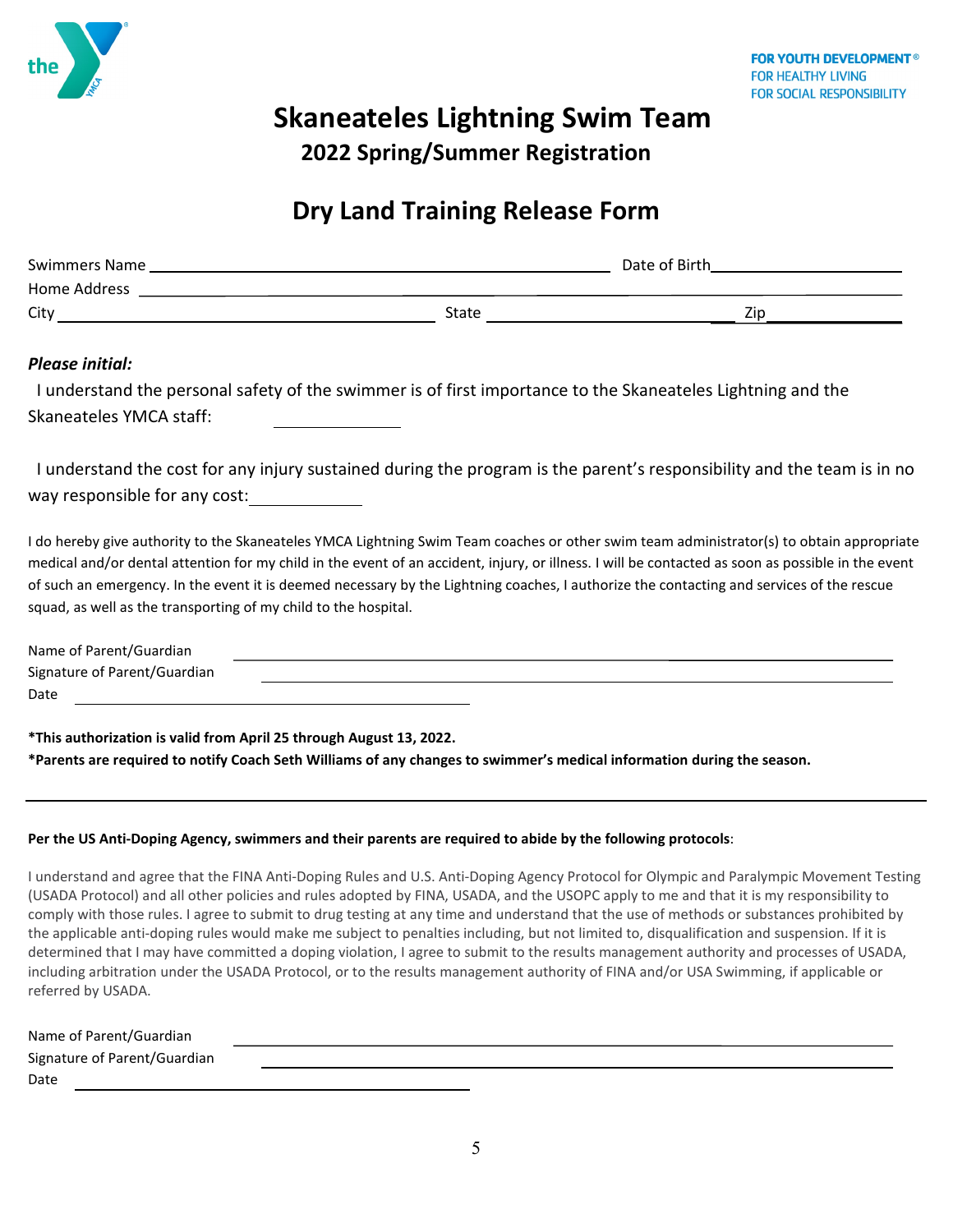FOR YOUTH DEVELOPMENT®
FOR HEALTHY LIVING
FOR SOCIAL RESPONSIBILITY

# Skaneateles Lightning Swim Team

## 2022 Spring/Summer Registration

## Dry Land Training Release Form

Swimmers Name ______________________________ Date of Birth ______________

Home Address ______________________________________________

City ______________________ State ______________ Zip ________

***Please initial:***

I understand the personal safety of the swimmer is of first importance to the Skaneateles Lightning and the Skaneateles YMCA staff: ________

I understand the cost for any injury sustained during the program is the parent's responsibility and the team is in no way responsible for any cost: ________

I do hereby give authority to the Skaneateles YMCA Lightning Swim Team coaches or other swim team administrator(s) to obtain appropriate medical and/or dental attention for my child in the event of an accident, injury, or illness. I will be contacted as soon as possible in the event of such an emergency. In the event it is deemed necessary by the Lightning coaches, I authorize the contacting and services of the rescue squad, as well as the transporting of my child to the hospital.

Name of Parent/Guardian ______________________________

Signature of Parent/Guardian ______________________________

Date ______________________

**\*This authorization is valid from April 25 through August 13, 2022.**

**\*Parents are required to notify Coach Seth Williams of any changes to swimmer's medical information during the season.**

---

**Per the US Anti-Doping Agency, swimmers and their parents are required to abide by the following protocols**:

I understand and agree that the FINA Anti-Doping Rules and U.S. Anti-Doping Agency Protocol for Olympic and Paralympic Movement Testing (USADA Protocol) and all other policies and rules adopted by FINA, USADA, and the USOPC apply to me and that it is my responsibility to comply with those rules. I agree to submit to drug testing at any time and understand that the use of methods or substances prohibited by the applicable anti-doping rules would make me subject to penalties including, but not limited to, disqualification and suspension. If it is determined that I may have committed a doping violation, I agree to submit to the results management authority and processes of USADA, including arbitration under the USADA Protocol, or to the results management authority of FINA and/or USA Swimming, if applicable or referred by USADA.

Name of Parent/Guardian ______________________________

Signature of Parent/Guardian ______________________________

Date ______________________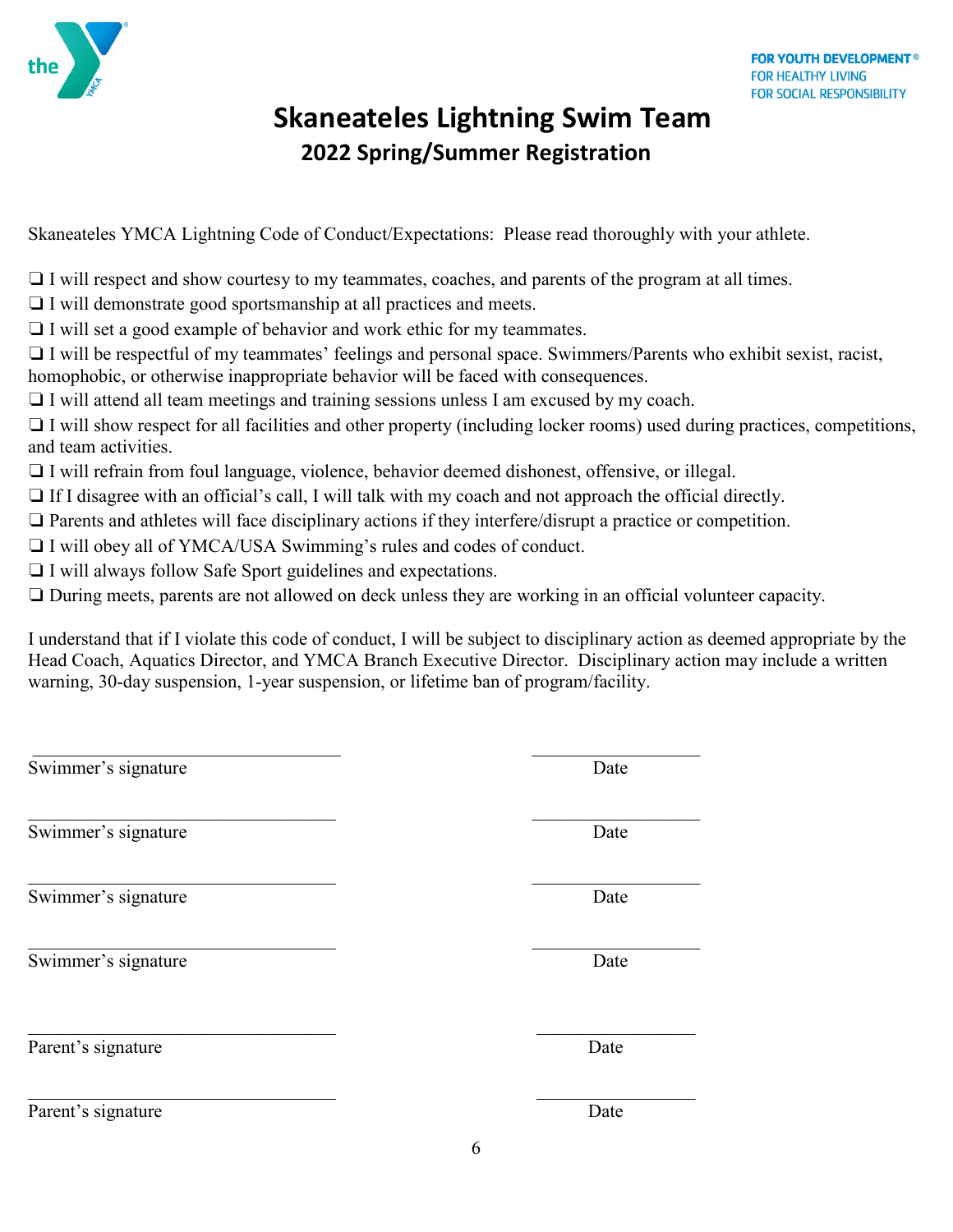FOR YOUTH DEVELOPMENT®
FOR HEALTHY LIVING
FOR SOCIAL RESPONSIBILITY

# Skaneateles Lightning Swim Team

## 2022 Spring/Summer Registration

Skaneateles YMCA Lightning Code of Conduct/Expectations: Please read thoroughly with your athlete.

- ❑ I will respect and show courtesy to my teammates, coaches, and parents of the program at all times.
- ❑ I will demonstrate good sportsmanship at all practices and meets.
- ❑ I will set a good example of behavior and work ethic for my teammates.
- ❑ I will be respectful of my teammates' feelings and personal space. Swimmers/Parents who exhibit sexist, racist, homophobic, or otherwise inappropriate behavior will be faced with consequences.
- ❑ I will attend all team meetings and training sessions unless I am excused by my coach.
- ❑ I will show respect for all facilities and other property (including locker rooms) used during practices, competitions, and team activities.
- ❑ I will refrain from foul language, violence, behavior deemed dishonest, offensive, or illegal.
- ❑ If I disagree with an official's call, I will talk with my coach and not approach the official directly.
- ❑ Parents and athletes will face disciplinary actions if they interfere/disrupt a practice or competition.
- ❑ I will obey all of YMCA/USA Swimming's rules and codes of conduct.
- ❑ I will always follow Safe Sport guidelines and expectations.
- ❑ During meets, parents are not allowed on deck unless they are working in an official volunteer capacity.

I understand that if I violate this code of conduct, I will be subject to disciplinary action as deemed appropriate by the Head Coach, Aquatics Director, and YMCA Branch Executive Director. Disciplinary action may include a written warning, 30-day suspension, 1-year suspension, or lifetime ban of program/facility.

\_\_\_\_\_\_\_\_\_\_\_\_\_\_\_\_\_\_\_\_\_\_\_\_\_\_\_\_\_\_\_\_ \_\_\_\_\_\_\_\_\_\_\_\_\_\_\_\_\_\_
Swimmer's signature Date

\_\_\_\_\_\_\_\_\_\_\_\_\_\_\_\_\_\_\_\_\_\_\_\_\_\_\_\_\_\_\_\_ \_\_\_\_\_\_\_\_\_\_\_\_\_\_\_\_\_\_
Swimmer's signature Date

\_\_\_\_\_\_\_\_\_\_\_\_\_\_\_\_\_\_\_\_\_\_\_\_\_\_\_\_\_\_\_\_ \_\_\_\_\_\_\_\_\_\_\_\_\_\_\_\_\_\_
Swimmer's signature Date

\_\_\_\_\_\_\_\_\_\_\_\_\_\_\_\_\_\_\_\_\_\_\_\_\_\_\_\_\_\_\_\_ \_\_\_\_\_\_\_\_\_\_\_\_\_\_\_\_\_\_
Swimmer's signature Date

\_\_\_\_\_\_\_\_\_\_\_\_\_\_\_\_\_\_\_\_\_\_\_\_\_\_\_\_\_\_\_\_ \_\_\_\_\_\_\_\_\_\_\_\_\_\_\_\_\_\_
Parent's signature Date

\_\_\_\_\_\_\_\_\_\_\_\_\_\_\_\_\_\_\_\_\_\_\_\_\_\_\_\_\_\_\_\_ \_\_\_\_\_\_\_\_\_\_\_\_\_\_\_\_\_\_
Parent's signature Date